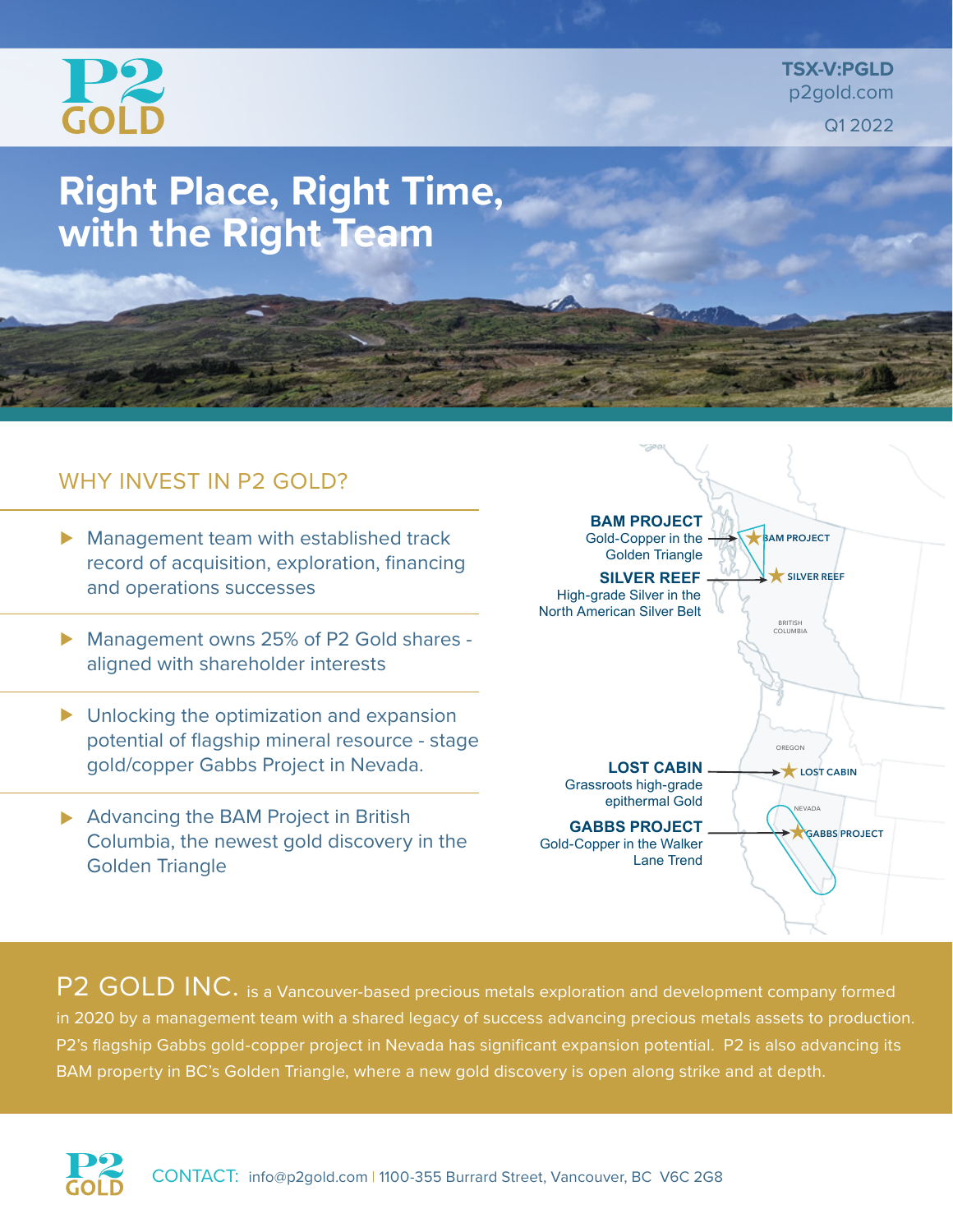# P2 GOLD

**TSX-V:PGLD**
p2gold.com
Q1 2022

# Right Place, Right Time, with the Right Team

## WHY INVEST IN P2 GOLD?

- Management team with established track record of acquisition, exploration, financing and operations successes
- Management owns 25% of P2 Gold shares - aligned with shareholder interests
- Unlocking the optimization and expansion potential of flagship mineral resource - stage gold/copper Gabbs Project in Nevada.
- Advancing the BAM Project in British Columbia, the newest gold discovery in the Golden Triangle

**BAM PROJECT**
Gold-Copper in the Golden Triangle

**SILVER REEF**
High-grade Silver in the North American Silver Belt

**LOST CABIN**
Grassroots high-grade epithermal Gold

**GABBS PROJECT**
Gold-Copper in the Walker Lane Trend

BAM PROJECT · SILVER REEF · BRITISH COLUMBIA · OREGON · LOST CABIN · NEVADA · GABBS PROJECT

P2 GOLD INC. is a Vancouver-based precious metals exploration and development company formed in 2020 by a management team with a shared legacy of success advancing precious metals assets to production. P2's flagship Gabbs gold-copper project in Nevada has significant expansion potential. P2 is also advancing its BAM property in BC's Golden Triangle, where a new gold discovery is open along strike and at depth.

CONTACT: info@p2gold.com | 1100-355 Burrard Street, Vancouver, BC V6C 2G8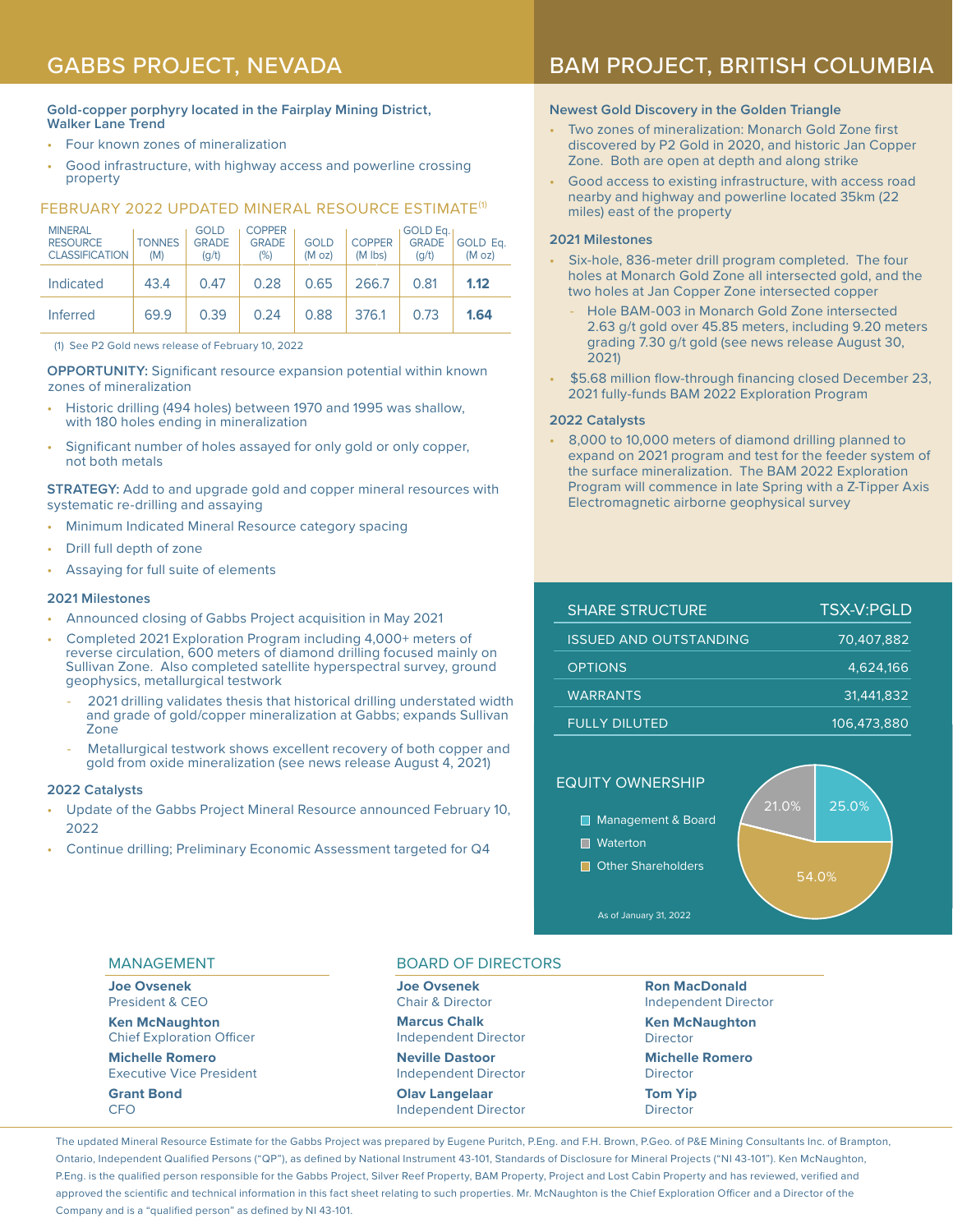## GABBS PROJECT, NEVADA

**Gold-copper porphyry located in the Fairplay Mining District, Walker Lane Trend**

- Four known zones of mineralization
- Good infrastructure, with highway access and powerline crossing property

### FEBRUARY 2022 UPDATED MINERAL RESOURCE ESTIMATE[1]

| MINERAL RESOURCE CLASSIFICATION | TONNES (M) | GOLD GRADE (g/t) | COPPER GRADE (%) | GOLD (M oz) | COPPER (M lbs) | GOLD Eq. GRADE (g/t) | GOLD Eq. (M oz) |
|---|---|---|---|---|---|---|---|
| Indicated | 43.4 | 0.47 | 0.28 | 0.65 | 266.7 | 0.81 | **1.12** |
| Inferred | 69.9 | 0.39 | 0.24 | 0.88 | 376.1 | 0.73 | **1.64** |

(1) See P2 Gold news release of February 10, 2022

**OPPORTUNITY:** Significant resource expansion potential within known zones of mineralization

- Historic drilling (494 holes) between 1970 and 1995 was shallow, with 180 holes ending in mineralization
- Significant number of holes assayed for only gold or only copper, not both metals

**STRATEGY:** Add to and upgrade gold and copper mineral resources with systematic re-drilling and assaying

- Minimum Indicated Mineral Resource category spacing
- Drill full depth of zone
- Assaying for full suite of elements

### 2021 Milestones

- Announced closing of Gabbs Project acquisition in May 2021
- Completed 2021 Exploration Program including 4,000+ meters of reverse circulation, 600 meters of diamond drilling focused mainly on Sullivan Zone. Also completed satellite hyperspectral survey, ground geophysics, metallurgical testwork
  - 2021 drilling validates thesis that historical drilling understated width and grade of gold/copper mineralization at Gabbs; expands Sullivan Zone
  - Metallurgical testwork shows excellent recovery of both copper and gold from oxide mineralization (see news release August 4, 2021)

### 2022 Catalysts

- Update of the Gabbs Project Mineral Resource announced February 10, 2022
- Continue drilling; Preliminary Economic Assessment targeted for Q4

## BAM PROJECT, BRITISH COLUMBIA

**Newest Gold Discovery in the Golden Triangle**

- Two zones of mineralization: Monarch Gold Zone first discovered by P2 Gold in 2020, and historic Jan Copper Zone. Both are open at depth and along strike
- Good access to existing infrastructure, with access road nearby and highway and powerline located 35km (22 miles) east of the property

### 2021 Milestones

- Six-hole, 836-meter drill program completed. The four holes at Monarch Gold Zone all intersected gold, and the two holes at Jan Copper Zone intersected copper
  - Hole BAM-003 in Monarch Gold Zone intersected 2.63 g/t gold over 45.85 meters, including 9.20 meters grading 7.30 g/t gold (see news release August 30, 2021)
- $5.68 million flow-through financing closed December 23, 2021 fully-funds BAM 2022 Exploration Program

### 2022 Catalysts

- 8,000 to 10,000 meters of diamond drilling planned to expand on 2021 program and test for the feeder system of the surface mineralization. The BAM 2022 Exploration Program will commence in late Spring with a Z-Tipper Axis Electromagnetic airborne geophysical survey

| SHARE STRUCTURE | TSX-V:PGLD |
|---|---|
| ISSUED AND OUTSTANDING | 70,407,882 |
| OPTIONS | 4,624,166 |
| WARRANTS | 31,441,832 |
| FULLY DILUTED | 106,473,880 |

### EQUITY OWNERSHIP

Management & Board
Waterton
Other Shareholders
25.0%
21.0%
54.0%
As of January 31, 2022

### MANAGEMENT

**Joe Ovsenek**
President & CEO

**Ken McNaughton**
Chief Exploration Officer

**Michelle Romero**
Executive Vice President

**Grant Bond**
CFO

### BOARD OF DIRECTORS

**Joe Ovsenek**
Chair & Director

**Marcus Chalk**
Independent Director

**Neville Dastoor**
Independent Director

**Olav Langelaar**
Independent Director

**Ron MacDonald**
Independent Director

**Ken McNaughton**
Director

**Michelle Romero**
Director

**Tom Yip**
Director

The updated Mineral Resource Estimate for the Gabbs Project was prepared by Eugene Puritch, P.Eng. and F.H. Brown, P.Geo. of P&E Mining Consultants Inc. of Brampton, Ontario, Independent Qualified Persons ("QP"), as defined by National Instrument 43-101, Standards of Disclosure for Mineral Projects ("NI 43-101"). Ken McNaughton, P.Eng. is the qualified person responsible for the Gabbs Project, Silver Reef Property, BAM Property, Project and Lost Cabin Property and has reviewed, verified and approved the scientific and technical information in this fact sheet relating to such properties. Mr. McNaughton is the Chief Exploration Officer and a Director of the Company and is a "qualified person" as defined by NI 43-101.